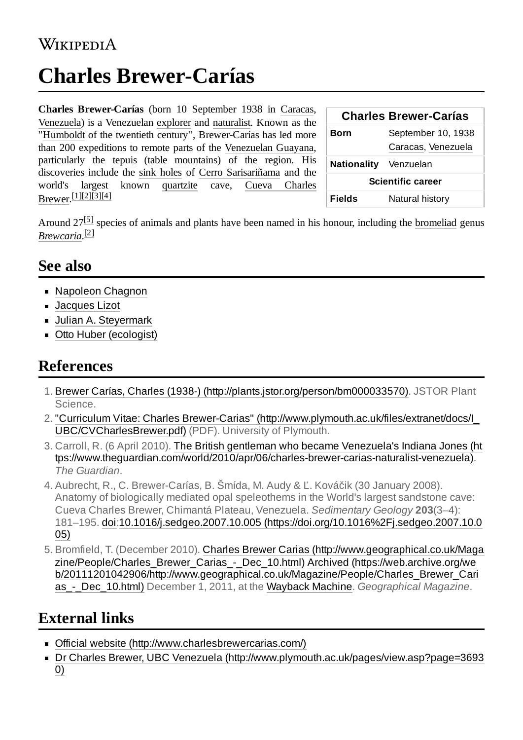# Charles Brewer-Carías

**Charles Brewer-Carías** (born 10 September 1938 in Caracas, Venezuela) is a Venezuelan explorer and naturalist. Known as the "Humboldt of the twentieth century", Brewer-Carías has led more than 200 expeditions to remote parts of the Venezuelan Guayana, particularly the tepuis (table mountains) of the region. His discoveries include the sink holes of Cerro Sarisariñama and the world's largest known quartzite cave, Cueva Charles Brewer.[1][2][3][4]

| Charles Brewer-Carías | |
|---|---|
| **Born** | September 10, 1938 Caracas, Venezuela |
| **Nationality** | Venzuelan |
| **Scientific career** | |
| **Fields** | Natural history |

Around 27[5] species of animals and plants have been named in his honour, including the bromeliad genus *Brewcaria*.[2]

## See also

- Napoleon Chagnon
- Jacques Lizot
- Julian A. Steyermark
- Otto Huber (ecologist)

## References

1. Brewer Carías, Charles (1938-) (http://plants.jstor.org/person/bm000033570). JSTOR Plant Science.
2. "Curriculum Vitae: Charles Brewer-Carias" (http://www.plymouth.ac.uk/files/extranet/docs/I_UBC/CVCharlesBrewer.pdf) (PDF). University of Plymouth.
3. Carroll, R. (6 April 2010). The British gentleman who became Venezuela's Indiana Jones (https://www.theguardian.com/world/2010/apr/06/charles-brewer-carias-naturalist-venezuela). *The Guardian*.
4. Aubrecht, R., C. Brewer-Carías, B. Šmída, M. Audy & Ľ. Kováčik (30 January 2008). Anatomy of biologically mediated opal speleothems in the World's largest sandstone cave: Cueva Charles Brewer, Chimantá Plateau, Venezuela. *Sedimentary Geology* **203**(3–4): 181–195. doi:10.1016/j.sedgeo.2007.10.005 (https://doi.org/10.1016%2Fj.sedgeo.2007.10.005)
5. Bromfield, T. (December 2010). Charles Brewer Carias (http://www.geographical.co.uk/Magazine/People/Charles_Brewer_Carias_-_Dec_10.html) Archived (https://web.archive.org/web/20111201042906/http://www.geographical.co.uk/Magazine/People/Charles_Brewer_Carias_-_Dec_10.html) December 1, 2011, at the Wayback Machine. *Geographical Magazine*.

## External links

- Official website (http://www.charlesbrewercarias.com/)
- Dr Charles Brewer, UBC Venezuela (http://www.plymouth.ac.uk/pages/view.asp?page=36930)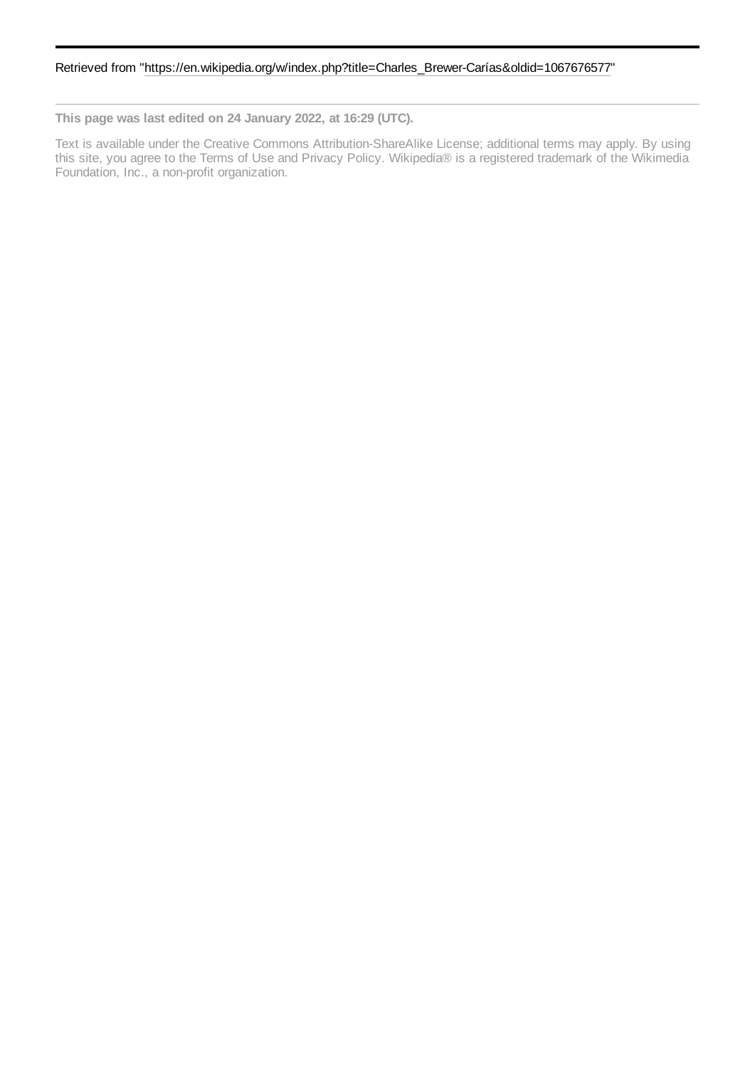Retrieved from "https://en.wikipedia.org/w/index.php?title=Charles_Brewer-Carías&oldid=1067676577"

**This page was last edited on 24 January 2022, at 16:29 (UTC).**

Text is available under the Creative Commons Attribution-ShareAlike License; additional terms may apply. By using this site, you agree to the Terms of Use and Privacy Policy. Wikipedia® is a registered trademark of the Wikimedia Foundation, Inc., a non-profit organization.